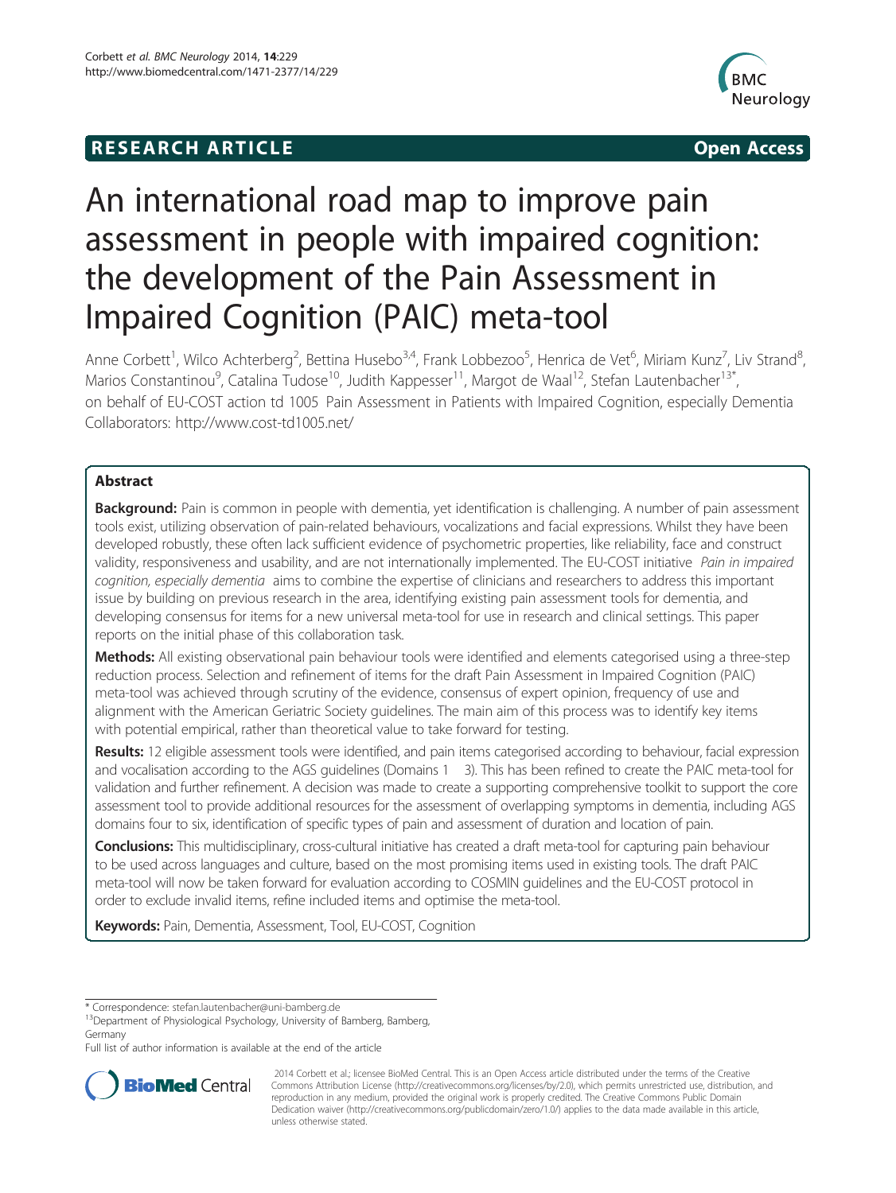**RESEARCH ARTICLE** **Open Access**

# An international road map to improve pain assessment in people with impaired cognition: the development of the Pain Assessment in Impaired Cognition (PAIC) meta-tool

Anne Corbett[1], Wilco Achterberg[2], Bettina Husebo[3,4], Frank Lobbezoo[5], Henrica de Vet[6], Miriam Kunz[7], Liv Strand[8], Marios Constantinou[9], Catalina Tudose[10], Judith Kappesser[11], Margot de Waal[12], Stefan Lautenbacher[13*], on behalf of EU-COST action td 1005 Pain Assessment in Patients with Impaired Cognition, especially Dementia Collaborators: http://www.cost-td1005.net/

## Abstract

**Background:** Pain is common in people with dementia, yet identification is challenging. A number of pain assessment tools exist, utilizing observation of pain-related behaviours, vocalizations and facial expressions. Whilst they have been developed robustly, these often lack sufficient evidence of psychometric properties, like reliability, face and construct validity, responsiveness and usability, and are not internationally implemented. The EU-COST initiative *Pain in impaired cognition, especially dementia* aims to combine the expertise of clinicians and researchers to address this important issue by building on previous research in the area, identifying existing pain assessment tools for dementia, and developing consensus for items for a new universal meta-tool for use in research and clinical settings. This paper reports on the initial phase of this collaboration task.

**Methods:** All existing observational pain behaviour tools were identified and elements categorised using a three-step reduction process. Selection and refinement of items for the draft Pain Assessment in Impaired Cognition (PAIC) meta-tool was achieved through scrutiny of the evidence, consensus of expert opinion, frequency of use and alignment with the American Geriatric Society guidelines. The main aim of this process was to identify key items with potential empirical, rather than theoretical value to take forward for testing.

**Results:** 12 eligible assessment tools were identified, and pain items categorised according to behaviour, facial expression and vocalisation according to the AGS guidelines (Domains 1 3). This has been refined to create the PAIC meta-tool for validation and further refinement. A decision was made to create a supporting comprehensive toolkit to support the core assessment tool to provide additional resources for the assessment of overlapping symptoms in dementia, including AGS domains four to six, identification of specific types of pain and assessment of duration and location of pain.

**Conclusions:** This multidisciplinary, cross-cultural initiative has created a draft meta-tool for capturing pain behaviour to be used across languages and culture, based on the most promising items used in existing tools. The draft PAIC meta-tool will now be taken forward for evaluation according to COSMIN guidelines and the EU-COST protocol in order to exclude invalid items, refine included items and optimise the meta-tool.

**Keywords:** Pain, Dementia, Assessment, Tool, EU-COST, Cognition

---

\* Correspondence: stefan.lautenbacher@uni-bamberg.de
[13]Department of Physiological Psychology, University of Bamberg, Bamberg, Germany
Full list of author information is available at the end of the article

2014 Corbett et al.; licensee BioMed Central. This is an Open Access article distributed under the terms of the Creative Commons Attribution License (http://creativecommons.org/licenses/by/2.0), which permits unrestricted use, distribution, and reproduction in any medium, provided the original work is properly credited. The Creative Commons Public Domain Dedication waiver (http://creativecommons.org/publicdomain/zero/1.0/) applies to the data made available in this article, unless otherwise stated.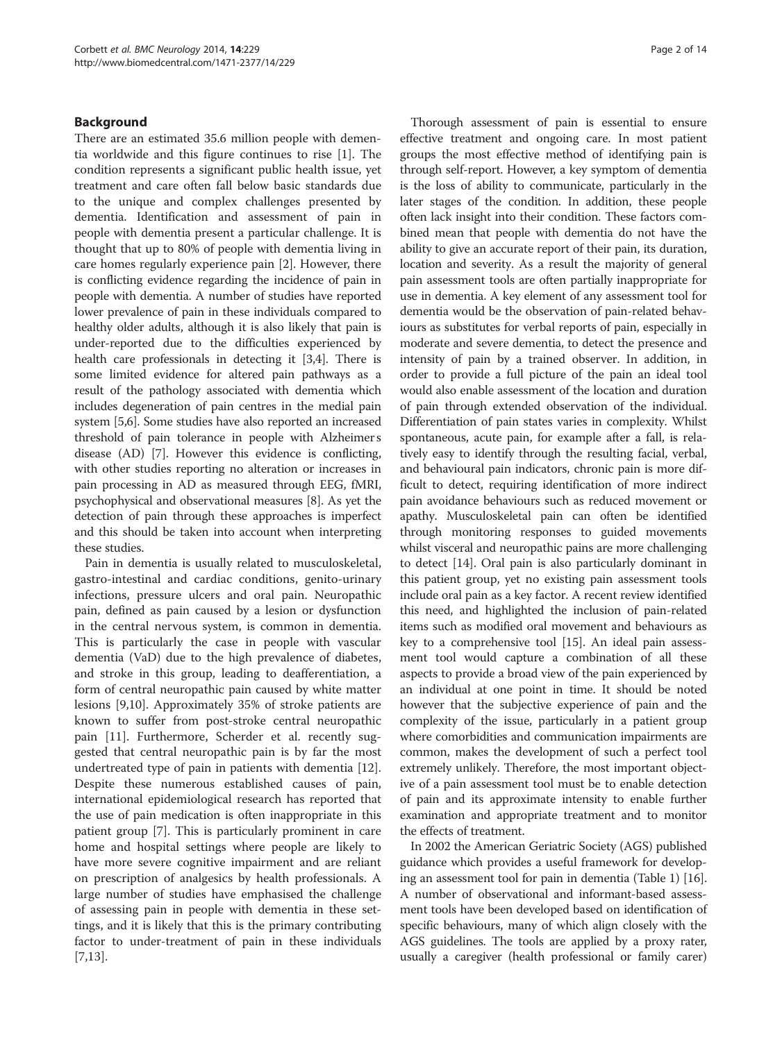## Background

There are an estimated 35.6 million people with dementia worldwide and this figure continues to rise [1]. The condition represents a significant public health issue, yet treatment and care often fall below basic standards due to the unique and complex challenges presented by dementia. Identification and assessment of pain in people with dementia present a particular challenge. It is thought that up to 80% of people with dementia living in care homes regularly experience pain [2]. However, there is conflicting evidence regarding the incidence of pain in people with dementia. A number of studies have reported lower prevalence of pain in these individuals compared to healthy older adults, although it is also likely that pain is under-reported due to the difficulties experienced by health care professionals in detecting it [3,4]. There is some limited evidence for altered pain pathways as a result of the pathology associated with dementia which includes degeneration of pain centres in the medial pain system [5,6]. Some studies have also reported an increased threshold of pain tolerance in people with Alzheimers disease (AD) [7]. However this evidence is conflicting, with other studies reporting no alteration or increases in pain processing in AD as measured through EEG, fMRI, psychophysical and observational measures [8]. As yet the detection of pain through these approaches is imperfect and this should be taken into account when interpreting these studies.

Pain in dementia is usually related to musculoskeletal, gastro-intestinal and cardiac conditions, genito-urinary infections, pressure ulcers and oral pain. Neuropathic pain, defined as pain caused by a lesion or dysfunction in the central nervous system, is common in dementia. This is particularly the case in people with vascular dementia (VaD) due to the high prevalence of diabetes, and stroke in this group, leading to deafferentiation, a form of central neuropathic pain caused by white matter lesions [9,10]. Approximately 35% of stroke patients are known to suffer from post-stroke central neuropathic pain [11]. Furthermore, Scherder et al. recently suggested that central neuropathic pain is by far the most undertreated type of pain in patients with dementia [12]. Despite these numerous established causes of pain, international epidemiological research has reported that the use of pain medication is often inappropriate in this patient group [7]. This is particularly prominent in care home and hospital settings where people are likely to have more severe cognitive impairment and are reliant on prescription of analgesics by health professionals. A large number of studies have emphasised the challenge of assessing pain in people with dementia in these settings, and it is likely that this is the primary contributing factor to under-treatment of pain in these individuals [7,13].

Thorough assessment of pain is essential to ensure effective treatment and ongoing care. In most patient groups the most effective method of identifying pain is through self-report. However, a key symptom of dementia is the loss of ability to communicate, particularly in the later stages of the condition. In addition, these people often lack insight into their condition. These factors combined mean that people with dementia do not have the ability to give an accurate report of their pain, its duration, location and severity. As a result the majority of general pain assessment tools are often partially inappropriate for use in dementia. A key element of any assessment tool for dementia would be the observation of pain-related behaviours as substitutes for verbal reports of pain, especially in moderate and severe dementia, to detect the presence and intensity of pain by a trained observer. In addition, in order to provide a full picture of the pain an ideal tool would also enable assessment of the location and duration of pain through extended observation of the individual. Differentiation of pain states varies in complexity. Whilst spontaneous, acute pain, for example after a fall, is relatively easy to identify through the resulting facial, verbal, and behavioural pain indicators, chronic pain is more difficult to detect, requiring identification of more indirect pain avoidance behaviours such as reduced movement or apathy. Musculoskeletal pain can often be identified through monitoring responses to guided movements whilst visceral and neuropathic pains are more challenging to detect [14]. Oral pain is also particularly dominant in this patient group, yet no existing pain assessment tools include oral pain as a key factor. A recent review identified this need, and highlighted the inclusion of pain-related items such as modified oral movement and behaviours as key to a comprehensive tool [15]. An ideal pain assessment tool would capture a combination of all these aspects to provide a broad view of the pain experienced by an individual at one point in time. It should be noted however that the subjective experience of pain and the complexity of the issue, particularly in a patient group where comorbidities and communication impairments are common, makes the development of such a perfect tool extremely unlikely. Therefore, the most important objective of a pain assessment tool must be to enable detection of pain and its approximate intensity to enable further examination and appropriate treatment and to monitor the effects of treatment.

In 2002 the American Geriatric Society (AGS) published guidance which provides a useful framework for developing an assessment tool for pain in dementia (Table 1) [16]. A number of observational and informant-based assessment tools have been developed based on identification of specific behaviours, many of which align closely with the AGS guidelines. The tools are applied by a proxy rater, usually a caregiver (health professional or family carer)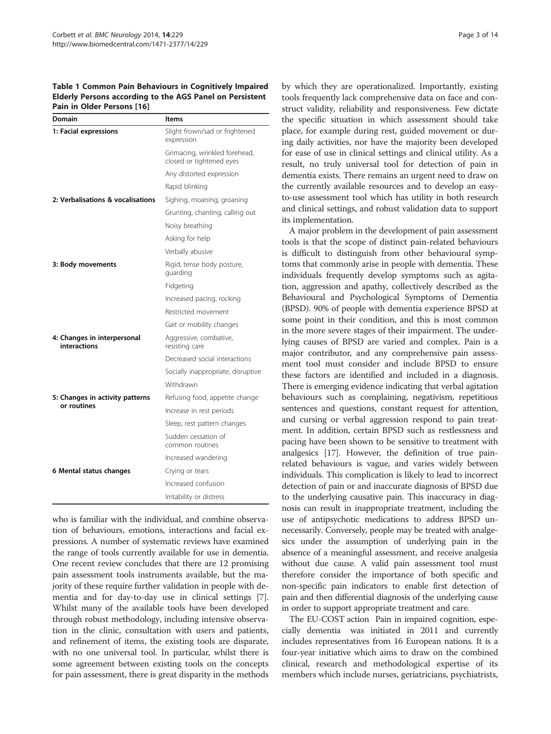**Table 1 Common Pain Behaviours in Cognitively Impaired Elderly Persons according to the AGS Panel on Persistent Pain in Older Persons [16]**

| Domain | Items |
|---|---|
| **1: Facial expressions** | Slight frown/sad or frightened expression |
| | Grimacing, wrinkled forehead, closed or tightened eyes |
| | Any distorted expression |
| | Rapid blinking |
| **2: Verbalisations & vocalisations** | Sighing, moaning, groaning |
| | Grunting, chanting, calling out |
| | Noisy breathing |
| | Asking for help |
| | Verbally abusive |
| **3: Body movements** | Rigid, tense body posture, guarding |
| | Fidgeting |
| | Increased pacing, rocking |
| | Restricted movement |
| | Gait or mobility changes |
| **4: Changes in interpersonal interactions** | Aggressive, combative, resisting care |
| | Decreased social interactions |
| | Socially inappropriate, disruptive |
| | Withdrawn |
| **5: Changes in activity patterns or routines** | Refusing food, appetite change |
| | Increase in rest periods |
| | Sleep, rest pattern changes |
| | Sudden cessation of common routines |
| | Increased wandering |
| **6 Mental status changes** | Crying or tears |
| | Increased confusion |
| | Irritability or distress |

who is familiar with the individual, and combine observation of behaviours, emotions, interactions and facial expressions. A number of systematic reviews have examined the range of tools currently available for use in dementia. One recent review concludes that there are 12 promising pain assessment tools instruments available, but the majority of these require further validation in people with dementia and for day-to-day use in clinical settings [7]. Whilst many of the available tools have been developed through robust methodology, including intensive observation in the clinic, consultation with users and patients, and refinement of items, the existing tools are disparate, with no one universal tool. In particular, whilst there is some agreement between existing tools on the concepts for pain assessment, there is great disparity in the methods by which they are operationalized. Importantly, existing tools frequently lack comprehensive data on face and construct validity, reliability and responsiveness. Few dictate the specific situation in which assessment should take place, for example during rest, guided movement or during daily activities, nor have the majority been developed for ease of use in clinical settings and clinical utility. As a result, no truly universal tool for detection of pain in dementia exists. There remains an urgent need to draw on the currently available resources and to develop an easy-to-use assessment tool which has utility in both research and clinical settings, and robust validation data to support its implementation.

A major problem in the development of pain assessment tools is that the scope of distinct pain-related behaviours is difficult to distinguish from other behavioural symptoms that commonly arise in people with dementia. These individuals frequently develop symptoms such as agitation, aggression and apathy, collectively described as the Behavioural and Psychological Symptoms of Dementia (BPSD). 90% of people with dementia experience BPSD at some point in their condition, and this is most common in the more severe stages of their impairment. The underlying causes of BPSD are varied and complex. Pain is a major contributor, and any comprehensive pain assessment tool must consider and include BPSD to ensure these factors are identified and included in a diagnosis. There is emerging evidence indicating that verbal agitation behaviours such as complaining, negativism, repetitious sentences and questions, constant request for attention, and cursing or verbal aggression respond to pain treatment. In addition, certain BPSD such as restlessness and pacing have been shown to be sensitive to treatment with analgesics [17]. However, the definition of true pain-related behaviours is vague, and varies widely between individuals. This complication is likely to lead to incorrect detection of pain or and inaccurate diagnosis of BPSD due to the underlying causative pain. This inaccuracy in diagnosis can result in inappropriate treatment, including the use of antipsychotic medications to address BPSD unnecessarily. Conversely, people may be treated with analgesics under the assumption of underlying pain in the absence of a meaningful assessment, and receive analgesia without due cause. A valid pain assessment tool must therefore consider the importance of both specific and non-specific pain indicators to enable first detection of pain and then differential diagnosis of the underlying cause in order to support appropriate treatment and care.

The EU-COST action Pain in impaired cognition, especially dementia was initiated in 2011 and currently includes representatives from 16 European nations. It is a four-year initiative which aims to draw on the combined clinical, research and methodological expertise of its members which include nurses, geriatricians, psychiatrists,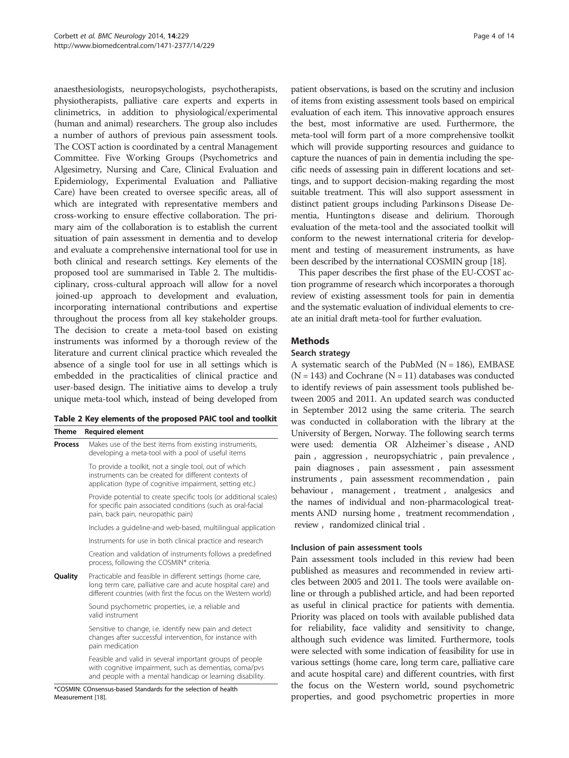anaesthesiologists, neuropsychologists, psychotherapists, physiotherapists, palliative care experts and experts in clinimetrics, in addition to physiological/experimental (human and animal) researchers. The group also includes a number of authors of previous pain assessment tools. The COST action is coordinated by a central Management Committee. Five Working Groups (Psychometrics and Algesimetry, Nursing and Care, Clinical Evaluation and Epidemiology, Experimental Evaluation and Palliative Care) have been created to oversee specific areas, all of which are integrated with representative members and cross-working to ensure effective collaboration. The primary aim of the collaboration is to establish the current situation of pain assessment in dementia and to develop and evaluate a comprehensive international tool for use in both clinical and research settings. Key elements of the proposed tool are summarised in Table 2. The multidisciplinary, cross-cultural approach will allow for a novel joined-up approach to development and evaluation, incorporating international contributions and expertise throughout the process from all key stakeholder groups. The decision to create a meta-tool based on existing instruments was informed by a thorough review of the literature and current clinical practice which revealed the absence of a single tool for use in all settings which is embedded in the practicalities of clinical practice and user-based design. The initiative aims to develop a truly unique meta-tool which, instead of being developed from patient observations, is based on the scrutiny and inclusion of items from existing assessment tools based on empirical evaluation of each item. This innovative approach ensures the best, most informative are used. Furthermore, the meta-tool will form part of a more comprehensive toolkit which will provide supporting resources and guidance to capture the nuances of pain in dementia including the specific needs of assessing pain in different locations and settings, and to support decision-making regarding the most suitable treatment. This will also support assessment in distinct patient groups including Parkinsons Disease Dementia, Huntingtons disease and delirium. Thorough evaluation of the meta-tool and the associated toolkit will conform to the newest international criteria for development and testing of measurement instruments, as have been described by the international COSMIN group [18].

**Table 2 Key elements of the proposed PAIC tool and toolkit**

| Theme | Required element |
|---|---|
| **Process** | Makes use of the best items from existing instruments, developing a meta-tool with a pool of useful items |
| | To provide a toolkit, not a single tool, out of which instruments can be created for different contexts of application (type of cognitive impairment, setting etc.) |
| | Provide potential to create specific tools (or additional scales) for specific pain associated conditions (such as oral-facial pain, back pain, neuropathic pain) |
| | Includes a guideline-and web-based, multilingual application |
| | Instruments for use in both clinical practice and research |
| | Creation and validation of instruments follows a predefined process, following the COSMIN* criteria. |
| **Quality** | Practicable and feasible in different settings (home care, long term care, palliative care and acute hospital care) and different countries (with first the focus on the Western world) |
| | Sound psychometric properties, i.e. a reliable and valid instrument |
| | Sensitive to change, i.e. identify new pain and detect changes after successful intervention, for instance with pain medication |
| | Feasible and valid in several important groups of people with cognitive impairment, such as dementias, coma/pvs and people with a mental handicap or learning disability. |

*COSMIN: COnsensus-based Standards for the selection of health Measurement [18].

This paper describes the first phase of the EU-COST action programme of research which incorporates a thorough review of existing assessment tools for pain in dementia and the systematic evaluation of individual elements to create an initial draft meta-tool for further evaluation.

## Methods

### Search strategy

A systematic search of the PubMed (N = 186), EMBASE (N = 143) and Cochrane (N = 11) databases was conducted to identify reviews of pain assessment tools published between 2005 and 2011. An updated search was conducted in September 2012 using the same criteria. The search was conducted in collaboration with the library at the University of Bergen, Norway. The following search terms were used: dementia OR Alzheimer`s disease , AND pain , aggression , neuropsychiatric , pain prevalence , pain diagnoses , pain assessment , pain assessment instruments , pain assessment recommendation , pain behaviour , management , treatment , analgesics and the names of individual and non-pharmacological treatments AND nursing home , treatment recommendation , review , randomized clinical trial .

### Inclusion of pain assessment tools

Pain assessment tools included in this review had been published as measures and recommended in review articles between 2005 and 2011. The tools were available online or through a published article, and had been reported as useful in clinical practice for patients with dementia. Priority was placed on tools with available published data for reliability, face validity and sensitivity to change, although such evidence was limited. Furthermore, tools were selected with some indication of feasibility for use in various settings (home care, long term care, palliative care and acute hospital care) and different countries, with first the focus on the Western world, sound psychometric properties, and good psychometric properties in more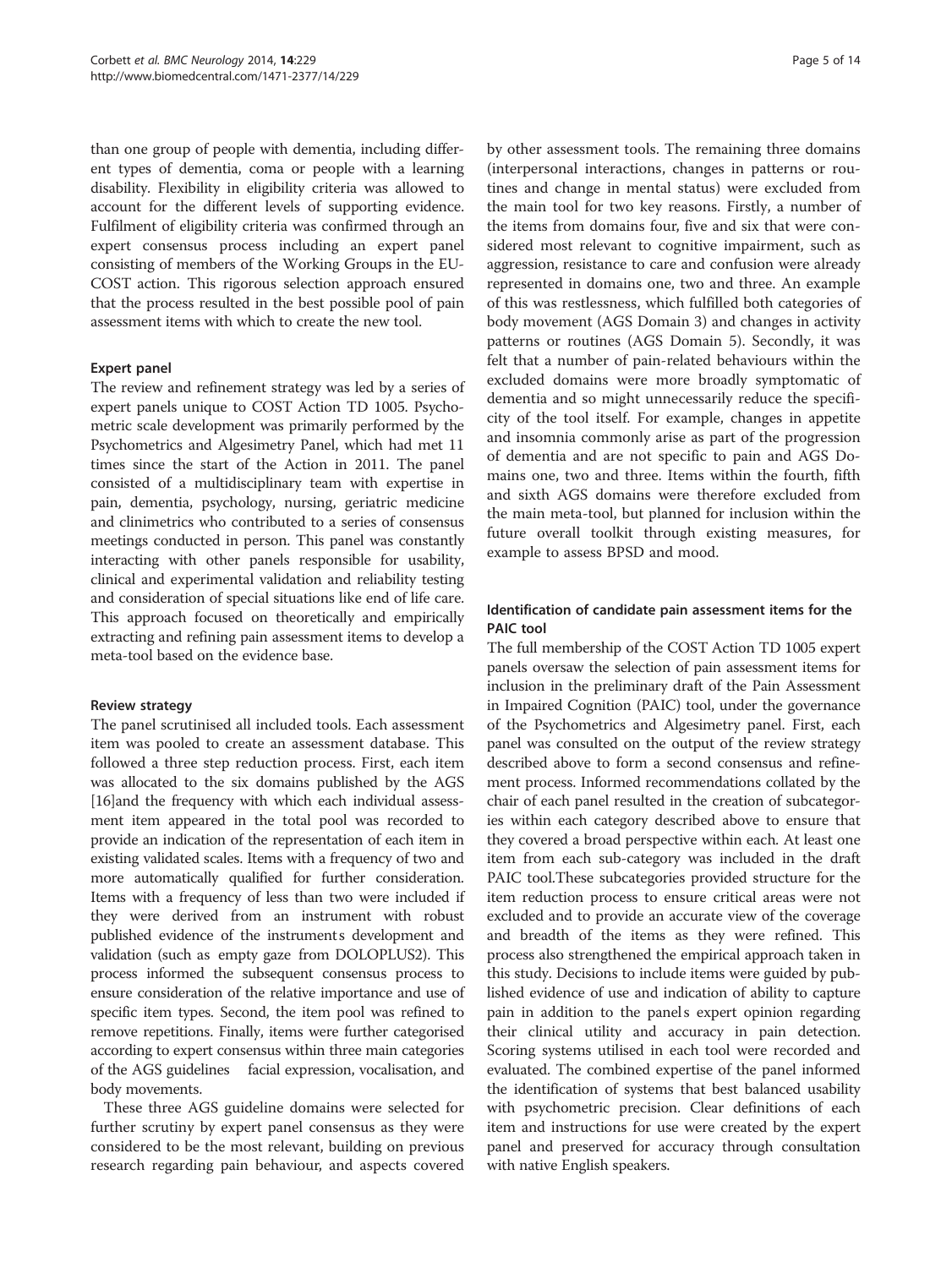than one group of people with dementia, including different types of dementia, coma or people with a learning disability. Flexibility in eligibility criteria was allowed to account for the different levels of supporting evidence. Fulfilment of eligibility criteria was confirmed through an expert consensus process including an expert panel consisting of members of the Working Groups in the EU-COST action. This rigorous selection approach ensured that the process resulted in the best possible pool of pain assessment items with which to create the new tool.

### Expert panel

The review and refinement strategy was led by a series of expert panels unique to COST Action TD 1005. Psychometric scale development was primarily performed by the Psychometrics and Algesimetry Panel, which had met 11 times since the start of the Action in 2011. The panel consisted of a multidisciplinary team with expertise in pain, dementia, psychology, nursing, geriatric medicine and clinimetrics who contributed to a series of consensus meetings conducted in person. This panel was constantly interacting with other panels responsible for usability, clinical and experimental validation and reliability testing and consideration of special situations like end of life care. This approach focused on theoretically and empirically extracting and refining pain assessment items to develop a meta-tool based on the evidence base.

### Review strategy

The panel scrutinised all included tools. Each assessment item was pooled to create an assessment database. This followed a three step reduction process. First, each item was allocated to the six domains published by the AGS [16]and the frequency with which each individual assessment item appeared in the total pool was recorded to provide an indication of the representation of each item in existing validated scales. Items with a frequency of two and more automatically qualified for further consideration. Items with a frequency of less than two were included if they were derived from an instrument with robust published evidence of the instruments development and validation (such as empty gaze from DOLOPLUS2). This process informed the subsequent consensus process to ensure consideration of the relative importance and use of specific item types. Second, the item pool was refined to remove repetitions. Finally, items were further categorised according to expert consensus within three main categories of the AGS guidelines facial expression, vocalisation, and body movements.

These three AGS guideline domains were selected for further scrutiny by expert panel consensus as they were considered to be the most relevant, building on previous research regarding pain behaviour, and aspects covered by other assessment tools. The remaining three domains (interpersonal interactions, changes in patterns or routines and change in mental status) were excluded from the main tool for two key reasons. Firstly, a number of the items from domains four, five and six that were considered most relevant to cognitive impairment, such as aggression, resistance to care and confusion were already represented in domains one, two and three. An example of this was restlessness, which fulfilled both categories of body movement (AGS Domain 3) and changes in activity patterns or routines (AGS Domain 5). Secondly, it was felt that a number of pain-related behaviours within the excluded domains were more broadly symptomatic of dementia and so might unnecessarily reduce the specificity of the tool itself. For example, changes in appetite and insomnia commonly arise as part of the progression of dementia and are not specific to pain and AGS Domains one, two and three. Items within the fourth, fifth and sixth AGS domains were therefore excluded from the main meta-tool, but planned for inclusion within the future overall toolkit through existing measures, for example to assess BPSD and mood.

### Identification of candidate pain assessment items for the PAIC tool

The full membership of the COST Action TD 1005 expert panels oversaw the selection of pain assessment items for inclusion in the preliminary draft of the Pain Assessment in Impaired Cognition (PAIC) tool, under the governance of the Psychometrics and Algesimetry panel. First, each panel was consulted on the output of the review strategy described above to form a second consensus and refinement process. Informed recommendations collated by the chair of each panel resulted in the creation of subcategories within each category described above to ensure that they covered a broad perspective within each. At least one item from each sub-category was included in the draft PAIC tool.These subcategories provided structure for the item reduction process to ensure critical areas were not excluded and to provide an accurate view of the coverage and breadth of the items as they were refined. This process also strengthened the empirical approach taken in this study. Decisions to include items were guided by published evidence of use and indication of ability to capture pain in addition to the panels expert opinion regarding their clinical utility and accuracy in pain detection. Scoring systems utilised in each tool were recorded and evaluated. The combined expertise of the panel informed the identification of systems that best balanced usability with psychometric precision. Clear definitions of each item and instructions for use were created by the expert panel and preserved for accuracy through consultation with native English speakers.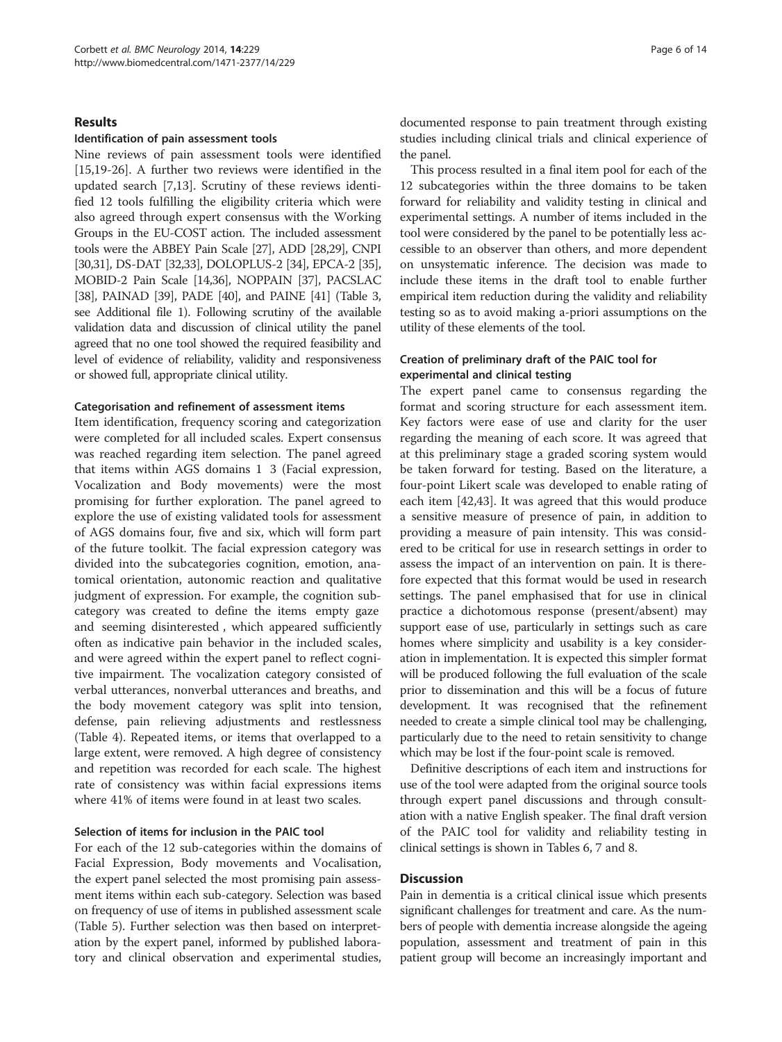## Results

### Identification of pain assessment tools

Nine reviews of pain assessment tools were identified [15,19-26]. A further two reviews were identified in the updated search [7,13]. Scrutiny of these reviews identified 12 tools fulfilling the eligibility criteria which were also agreed through expert consensus with the Working Groups in the EU-COST action. The included assessment tools were the ABBEY Pain Scale [27], ADD [28,29], CNPI [30,31], DS-DAT [32,33], DOLOPLUS-2 [34], EPCA-2 [35], MOBID-2 Pain Scale [14,36], NOPPAIN [37], PACSLAC [38], PAINAD [39], PADE [40], and PAINE [41] (Table 3, see Additional file 1). Following scrutiny of the available validation data and discussion of clinical utility the panel agreed that no one tool showed the required feasibility and level of evidence of reliability, validity and responsiveness or showed full, appropriate clinical utility.

### Categorisation and refinement of assessment items

Item identification, frequency scoring and categorization were completed for all included scales. Expert consensus was reached regarding item selection. The panel agreed that items within AGS domains 1 3 (Facial expression, Vocalization and Body movements) were the most promising for further exploration. The panel agreed to explore the use of existing validated tools for assessment of AGS domains four, five and six, which will form part of the future toolkit. The facial expression category was divided into the subcategories cognition, emotion, anatomical orientation, autonomic reaction and qualitative judgment of expression. For example, the cognition subcategory was created to define the items empty gaze and seeming disinterested , which appeared sufficiently often as indicative pain behavior in the included scales, and were agreed within the expert panel to reflect cognitive impairment. The vocalization category consisted of verbal utterances, nonverbal utterances and breaths, and the body movement category was split into tension, defense, pain relieving adjustments and restlessness (Table 4). Repeated items, or items that overlapped to a large extent, were removed. A high degree of consistency and repetition was recorded for each scale. The highest rate of consistency was within facial expressions items where 41% of items were found in at least two scales.

### Selection of items for inclusion in the PAIC tool

For each of the 12 sub-categories within the domains of Facial Expression, Body movements and Vocalisation, the expert panel selected the most promising pain assessment items within each sub-category. Selection was based on frequency of use of items in published assessment scale (Table 5). Further selection was then based on interpretation by the expert panel, informed by published laboratory and clinical observation and experimental studies, documented response to pain treatment through existing studies including clinical trials and clinical experience of the panel.

This process resulted in a final item pool for each of the 12 subcategories within the three domains to be taken forward for reliability and validity testing in clinical and experimental settings. A number of items included in the tool were considered by the panel to be potentially less accessible to an observer than others, and more dependent on unsystematic inference. The decision was made to include these items in the draft tool to enable further empirical item reduction during the validity and reliability testing so as to avoid making a-priori assumptions on the utility of these elements of the tool.

### Creation of preliminary draft of the PAIC tool for experimental and clinical testing

The expert panel came to consensus regarding the format and scoring structure for each assessment item. Key factors were ease of use and clarity for the user regarding the meaning of each score. It was agreed that at this preliminary stage a graded scoring system would be taken forward for testing. Based on the literature, a four-point Likert scale was developed to enable rating of each item [42,43]. It was agreed that this would produce a sensitive measure of presence of pain, in addition to providing a measure of pain intensity. This was considered to be critical for use in research settings in order to assess the impact of an intervention on pain. It is therefore expected that this format would be used in research settings. The panel emphasised that for use in clinical practice a dichotomous response (present/absent) may support ease of use, particularly in settings such as care homes where simplicity and usability is a key consideration in implementation. It is expected this simpler format will be produced following the full evaluation of the scale prior to dissemination and this will be a focus of future development. It was recognised that the refinement needed to create a simple clinical tool may be challenging, particularly due to the need to retain sensitivity to change which may be lost if the four-point scale is removed.

Definitive descriptions of each item and instructions for use of the tool were adapted from the original source tools through expert panel discussions and through consultation with a native English speaker. The final draft version of the PAIC tool for validity and reliability testing in clinical settings is shown in Tables 6, 7 and 8.

## Discussion

Pain in dementia is a critical clinical issue which presents significant challenges for treatment and care. As the numbers of people with dementia increase alongside the ageing population, assessment and treatment of pain in this patient group will become an increasingly important and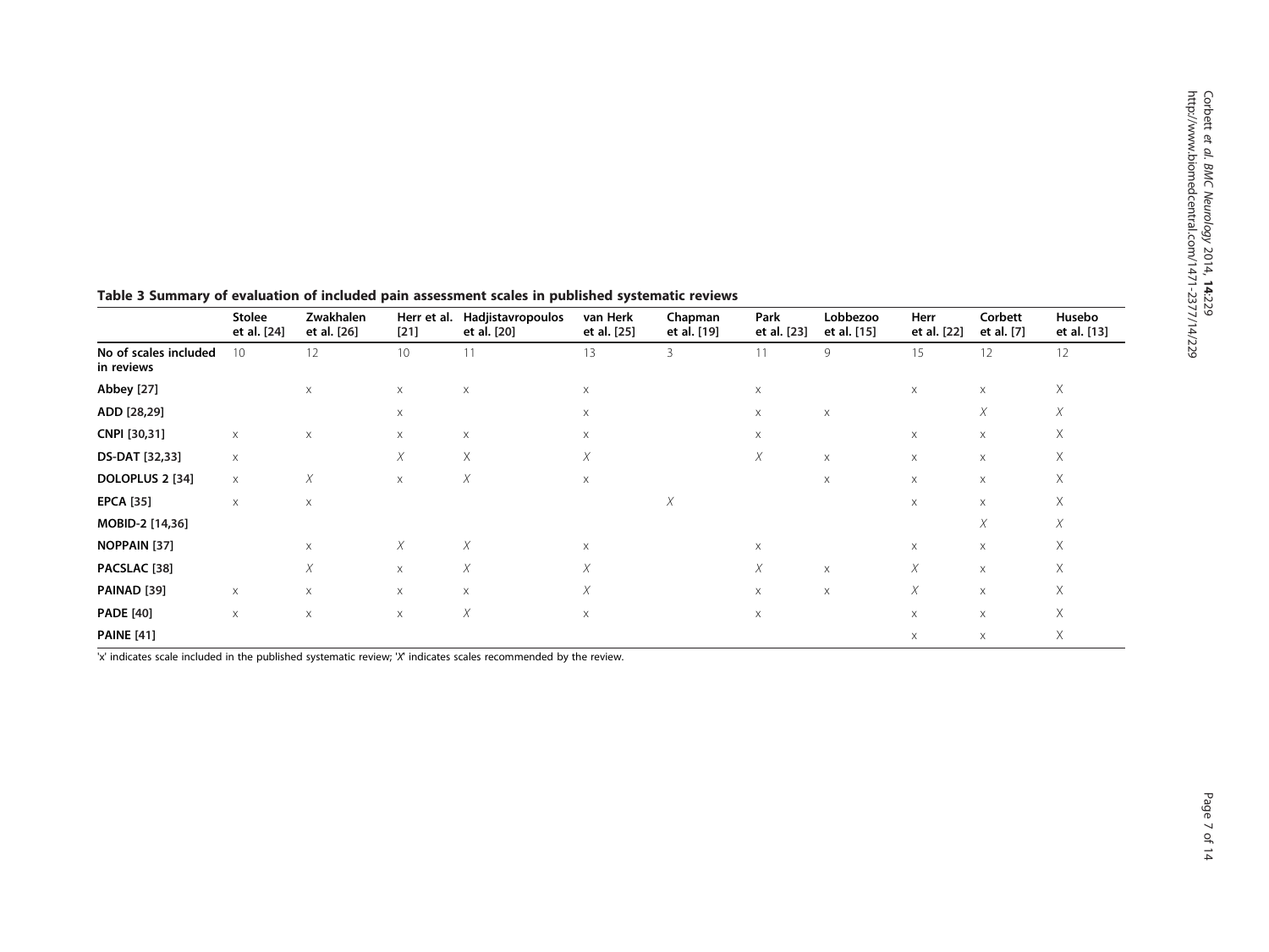**Table 3 Summary of evaluation of included pain assessment scales in published systematic reviews**

| | Stolee et al. [24] | Zwakhalen et al. [26] | Herr et al. [21] | Hadjistavropoulos et al. [20] | van Herk et al. [25] | Chapman et al. [19] | Park et al. [23] | Lobbezoo et al. [15] | Herr et al. [22] | Corbett et al. [7] | Husebo et al. [13] |
|---|---|---|---|---|---|---|---|---|---|---|---|
| **No of scales included in reviews** | 10 | 12 | 10 | 11 | 13 | 3 | 11 | 9 | 15 | 12 | 12 |
| **Abbey [27]** | | x | x | x | x | | x | | x | x | X |
| **ADD [28,29]** | | | x | | x | | x | x | | *X* | *X* |
| **CNPI [30,31]** | x | x | x | x | x | | x | | x | x | X |
| **DS-DAT [32,33]** | x | | *X* | X | *X* | | *X* | x | x | x | X |
| **DOLOPLUS 2 [34]** | x | *X* | x | *X* | x | | | x | x | x | X |
| **EPCA [35]** | x | x | | | | *X* | | | x | x | X |
| **MOBID-2 [14,36]** | | | | | | | | | | *X* | *X* |
| **NOPPAIN [37]** | | x | *X* | *X* | x | | x | | x | x | X |
| **PACSLAC [38]** | | *X* | x | *X* | *X* | | *X* | x | *X* | x | X |
| **PAINAD [39]** | x | x | x | x | *X* | | x | x | *X* | x | X |
| **PADE [40]** | x | x | x | *X* | x | | x | | x | x | X |
| **PAINE [41]** | | | | | | | | | x | x | X |

'x' indicates scale included in the published systematic review; '*X*' indicates scales recommended by the review.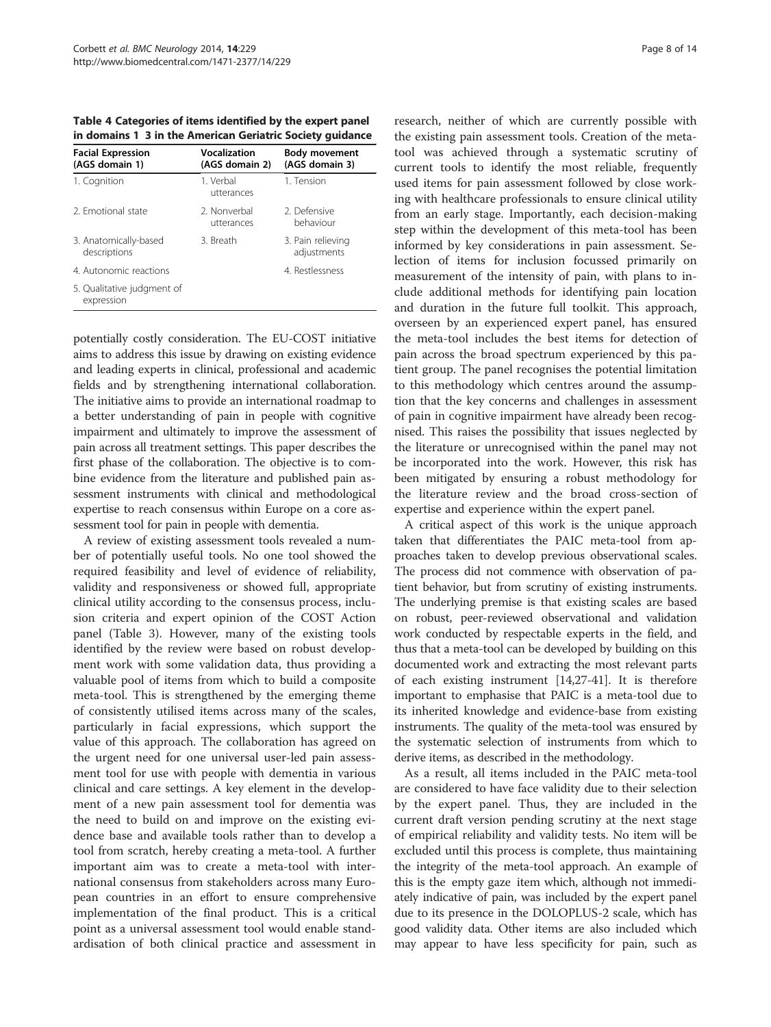**Table 4 Categories of items identified by the expert panel in domains 1 3 in the American Geriatric Society guidance**

| Facial Expression (AGS domain 1) | Vocalization (AGS domain 2) | Body movement (AGS domain 3) |
|---|---|---|
| 1. Cognition | 1. Verbal utterances | 1. Tension |
| 2. Emotional state | 2. Nonverbal utterances | 2. Defensive behaviour |
| 3. Anatomically-based descriptions | 3. Breath | 3. Pain relieving adjustments |
| 4. Autonomic reactions | | 4. Restlessness |
| 5. Qualitative judgment of expression | | |

potentially costly consideration. The EU-COST initiative aims to address this issue by drawing on existing evidence and leading experts in clinical, professional and academic fields and by strengthening international collaboration. The initiative aims to provide an international roadmap to a better understanding of pain in people with cognitive impairment and ultimately to improve the assessment of pain across all treatment settings. This paper describes the first phase of the collaboration. The objective is to combine evidence from the literature and published pain assessment instruments with clinical and methodological expertise to reach consensus within Europe on a core assessment tool for pain in people with dementia.

A review of existing assessment tools revealed a number of potentially useful tools. No one tool showed the required feasibility and level of evidence of reliability, validity and responsiveness or showed full, appropriate clinical utility according to the consensus process, inclusion criteria and expert opinion of the COST Action panel (Table 3). However, many of the existing tools identified by the review were based on robust development work with some validation data, thus providing a valuable pool of items from which to build a composite meta-tool. This is strengthened by the emerging theme of consistently utilised items across many of the scales, particularly in facial expressions, which support the value of this approach. The collaboration has agreed on the urgent need for one universal user-led pain assessment tool for use with people with dementia in various clinical and care settings. A key element in the development of a new pain assessment tool for dementia was the need to build on and improve on the existing evidence base and available tools rather than to develop a tool from scratch, hereby creating a meta-tool. A further important aim was to create a meta-tool with international consensus from stakeholders across many European countries in an effort to ensure comprehensive implementation of the final product. This is a critical point as a universal assessment tool would enable standardisation of both clinical practice and assessment in research, neither of which are currently possible with the existing pain assessment tools. Creation of the meta-tool was achieved through a systematic scrutiny of current tools to identify the most reliable, frequently used items for pain assessment followed by close working with healthcare professionals to ensure clinical utility from an early stage. Importantly, each decision-making step within the development of this meta-tool has been informed by key considerations in pain assessment. Selection of items for inclusion focussed primarily on measurement of the intensity of pain, with plans to include additional methods for identifying pain location and duration in the future full toolkit. This approach, overseen by an experienced expert panel, has ensured the meta-tool includes the best items for detection of pain across the broad spectrum experienced by this patient group. The panel recognises the potential limitation to this methodology which centres around the assumption that the key concerns and challenges in assessment of pain in cognitive impairment have already been recognised. This raises the possibility that issues neglected by the literature or unrecognised within the panel may not be incorporated into the work. However, this risk has been mitigated by ensuring a robust methodology for the literature review and the broad cross-section of expertise and experience within the expert panel.

A critical aspect of this work is the unique approach taken that differentiates the PAIC meta-tool from approaches taken to develop previous observational scales. The process did not commence with observation of patient behavior, but from scrutiny of existing instruments. The underlying premise is that existing scales are based on robust, peer-reviewed observational and validation work conducted by respectable experts in the field, and thus that a meta-tool can be developed by building on this documented work and extracting the most relevant parts of each existing instrument [14,27-41]. It is therefore important to emphasise that PAIC is a meta-tool due to its inherited knowledge and evidence-base from existing instruments. The quality of the meta-tool was ensured by the systematic selection of instruments from which to derive items, as described in the methodology.

As a result, all items included in the PAIC meta-tool are considered to have face validity due to their selection by the expert panel. Thus, they are included in the current draft version pending scrutiny at the next stage of empirical reliability and validity tests. No item will be excluded until this process is complete, thus maintaining the integrity of the meta-tool approach. An example of this is the empty gaze item which, although not immediately indicative of pain, was included by the expert panel due to its presence in the DOLOPLUS-2 scale, which has good validity data. Other items are also included which may appear to have less specificity for pain, such as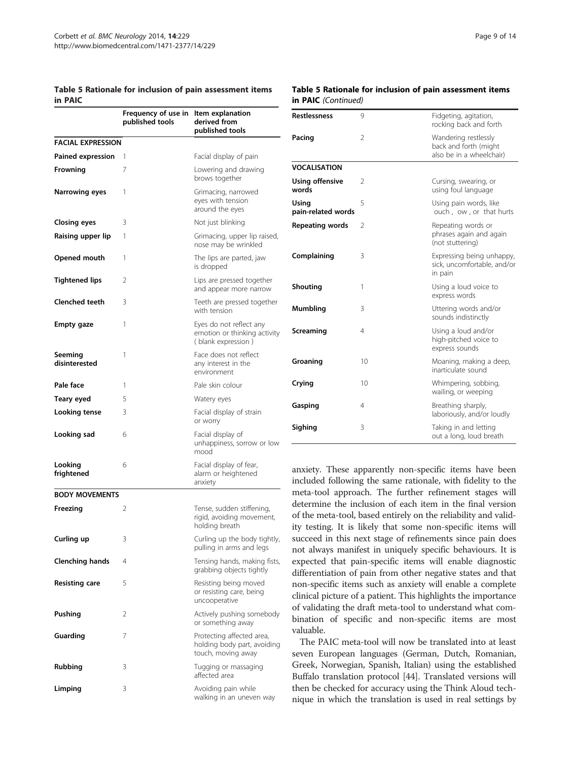**Table 5 Rationale for inclusion of pain assessment items in PAIC**

| | Frequency of use in published tools | Item explanation derived from published tools |
|---|---|---|
| **FACIAL EXPRESSION** | | |
| **Pained expression** | 1 | Facial display of pain |
| **Frowning** | 7 | Lowering and drawing brows together |
| **Narrowing eyes** | 1 | Grimacing, narrowed eyes with tension around the eyes |
| **Closing eyes** | 3 | Not just blinking |
| **Raising upper lip** | 1 | Grimacing, upper lip raised, nose may be wrinkled |
| **Opened mouth** | 1 | The lips are parted, jaw is dropped |
| **Tightened lips** | 2 | Lips are pressed together and appear more narrow |
| **Clenched teeth** | 3 | Teeth are pressed together with tension |
| **Empty gaze** | 1 | Eyes do not reflect any emotion or thinking activity (blank expression) |
| **Seeming disinterested** | 1 | Face does not reflect any interest in the environment |
| **Pale face** | 1 | Pale skin colour |
| **Teary eyed** | 5 | Watery eyes |
| **Looking tense** | 3 | Facial display of strain or worry |
| **Looking sad** | 6 | Facial display of unhappiness, sorrow or low mood |
| **Looking frightened** | 6 | Facial display of fear, alarm or heightened anxiety |
| **BODY MOVEMENTS** | | |
| **Freezing** | 2 | Tense, sudden stiffening, rigid, avoiding movement, holding breath |
| **Curling up** | 3 | Curling up the body tightly, pulling in arms and legs |
| **Clenching hands** | 4 | Tensing hands, making fists, grabbing objects tightly |
| **Resisting care** | 5 | Resisting being moved or resisting care, being uncooperative |
| **Pushing** | 2 | Actively pushing somebody or something away |
| **Guarding** | 7 | Protecting affected area, holding body part, avoiding touch, moving away |
| **Rubbing** | 3 | Tugging or massaging affected area |
| **Limping** | 3 | Avoiding pain while walking in an uneven way |
| **Restlessness** | 9 | Fidgeting, agitation, rocking back and forth |
| **Pacing** | 2 | Wandering restlessly back and forth (might also be in a wheelchair) |
| **VOCALISATION** | | |
| **Using offensive words** | 2 | Cursing, swearing, or using foul language |
| **Using pain-related words** | 5 | Using pain words, like ouch, ow, or that hurts |
| **Repeating words** | 2 | Repeating words or phrases again and again (not stuttering) |
| **Complaining** | 3 | Expressing being unhappy, sick, uncomfortable, and/or in pain |
| **Shouting** | 1 | Using a loud voice to express words |
| **Mumbling** | 3 | Uttering words and/or sounds indistinctly |
| **Screaming** | 4 | Using a loud and/or high-pitched voice to express sounds |
| **Groaning** | 10 | Moaning, making a deep, inarticulate sound |
| **Crying** | 10 | Whimpering, sobbing, wailing, or weeping |
| **Gasping** | 4 | Breathing sharply, laboriously, and/or loudly |
| **Sighing** | 3 | Taking in and letting out a long, loud breath |

anxiety. These apparently non-specific items have been included following the same rationale, with fidelity to the meta-tool approach. The further refinement stages will determine the inclusion of each item in the final version of the meta-tool, based entirely on the reliability and validity testing. It is likely that some non-specific items will succeed in this next stage of refinements since pain does not always manifest in uniquely specific behaviours. It is expected that pain-specific items will enable diagnostic differentiation of pain from other negative states and that non-specific items such as anxiety will enable a complete clinical picture of a patient. This highlights the importance of validating the draft meta-tool to understand what combination of specific and non-specific items are most valuable.

The PAIC meta-tool will now be translated into at least seven European languages (German, Dutch, Romanian, Greek, Norwegian, Spanish, Italian) using the established Buffalo translation protocol [44]. Translated versions will then be checked for accuracy using the Think Aloud technique in which the translation is used in real settings by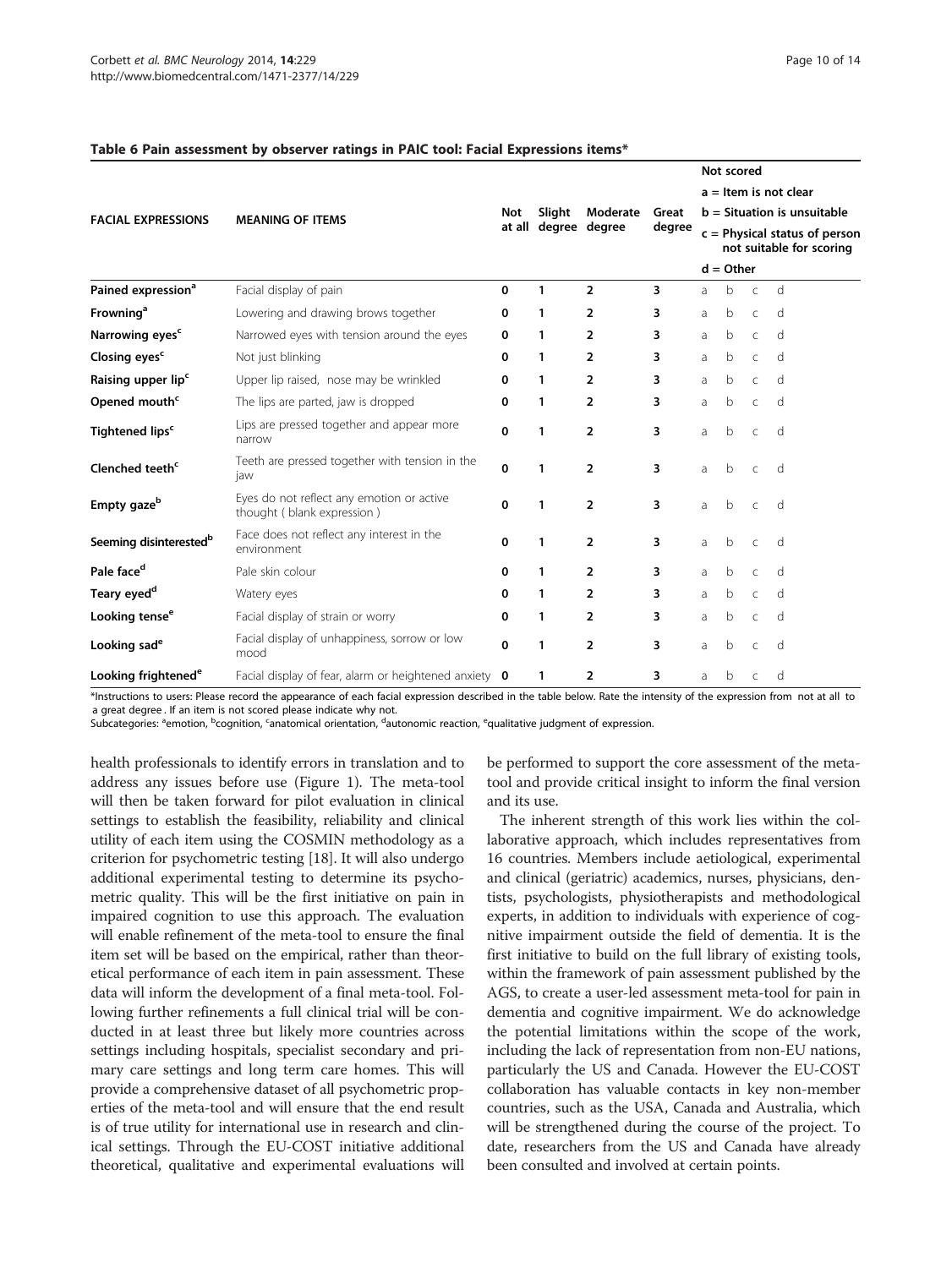**Table 6 Pain assessment by observer ratings in PAIC tool: Facial Expressions items***

| FACIAL EXPRESSIONS | MEANING OF ITEMS | Not at all | Slight degree | Moderate degree | Great degree | Not scored a = Item is not clear b = Situation is unsuitable c = Physical status of person not suitable for scoring d = Other | | | |
|---|---|---|---|---|---|---|---|---|---|
| **Pained expression**[a] | Facial display of pain | **0** | **1** | **2** | **3** | a | b | c | d |
| **Frowning**[a] | Lowering and drawing brows together | **0** | **1** | **2** | **3** | a | b | c | d |
| **Narrowing eyes**[c] | Narrowed eyes with tension around the eyes | **0** | **1** | **2** | **3** | a | b | c | d |
| **Closing eyes**[c] | Not just blinking | **0** | **1** | **2** | **3** | a | b | c | d |
| **Raising upper lip**[c] | Upper lip raised, nose may be wrinkled | **0** | **1** | **2** | **3** | a | b | c | d |
| **Opened mouth**[c] | The lips are parted, jaw is dropped | **0** | **1** | **2** | **3** | a | b | c | d |
| **Tightened lips**[c] | Lips are pressed together and appear more narrow | **0** | **1** | **2** | **3** | a | b | c | d |
| **Clenched teeth**[c] | Teeth are pressed together with tension in the jaw | **0** | **1** | **2** | **3** | a | b | c | d |
| **Empty gaze**[b] | Eyes do not reflect any emotion or active thought ( blank expression ) | **0** | **1** | **2** | **3** | a | b | c | d |
| **Seeming disinterested**[b] | Face does not reflect any interest in the environment | **0** | **1** | **2** | **3** | a | b | c | d |
| **Pale face**[d] | Pale skin colour | **0** | **1** | **2** | **3** | a | b | c | d |
| **Teary eyed**[d] | Watery eyes | **0** | **1** | **2** | **3** | a | b | c | d |
| **Looking tense**[e] | Facial display of strain or worry | **0** | **1** | **2** | **3** | a | b | c | d |
| **Looking sad**[e] | Facial display of unhappiness, sorrow or low mood | **0** | **1** | **2** | **3** | a | b | c | d |
| **Looking frightened**[e] | Facial display of fear, alarm or heightened anxiety | **0** | **1** | **2** | **3** | a | b | c | d |

*Instructions to users: Please record the appearance of each facial expression described in the table below. Rate the intensity of the expression from not at all to a great degree . If an item is not scored please indicate why not.
Subcategories: [a]emotion, [b]cognition, [c]anatomical orientation, [d]autonomic reaction, [e]qualitative judgment of expression.

health professionals to identify errors in translation and to address any issues before use (Figure 1). The meta-tool will then be taken forward for pilot evaluation in clinical settings to establish the feasibility, reliability and clinical utility of each item using the COSMIN methodology as a criterion for psychometric testing [18]. It will also undergo additional experimental testing to determine its psychometric quality. This will be the first initiative on pain in impaired cognition to use this approach. The evaluation will enable refinement of the meta-tool to ensure the final item set will be based on the empirical, rather than theoretical performance of each item in pain assessment. These data will inform the development of a final meta-tool. Following further refinements a full clinical trial will be conducted in at least three but likely more countries across settings including hospitals, specialist secondary and primary care settings and long term care homes. This will provide a comprehensive dataset of all psychometric properties of the meta-tool and will ensure that the end result is of true utility for international use in research and clinical settings. Through the EU-COST initiative additional theoretical, qualitative and experimental evaluations will be performed to support the core assessment of the meta-tool and provide critical insight to inform the final version and its use.

The inherent strength of this work lies within the collaborative approach, which includes representatives from 16 countries. Members include aetiological, experimental and clinical (geriatric) academics, nurses, physicians, dentists, psychologists, physiotherapists and methodological experts, in addition to individuals with experience of cognitive impairment outside the field of dementia. It is the first initiative to build on the full library of existing tools, within the framework of pain assessment published by the AGS, to create a user-led assessment meta-tool for pain in dementia and cognitive impairment. We do acknowledge the potential limitations within the scope of the work, including the lack of representation from non-EU nations, particularly the US and Canada. However the EU-COST collaboration has valuable contacts in key non-member countries, such as the USA, Canada and Australia, which will be strengthened during the course of the project. To date, researchers from the US and Canada have already been consulted and involved at certain points.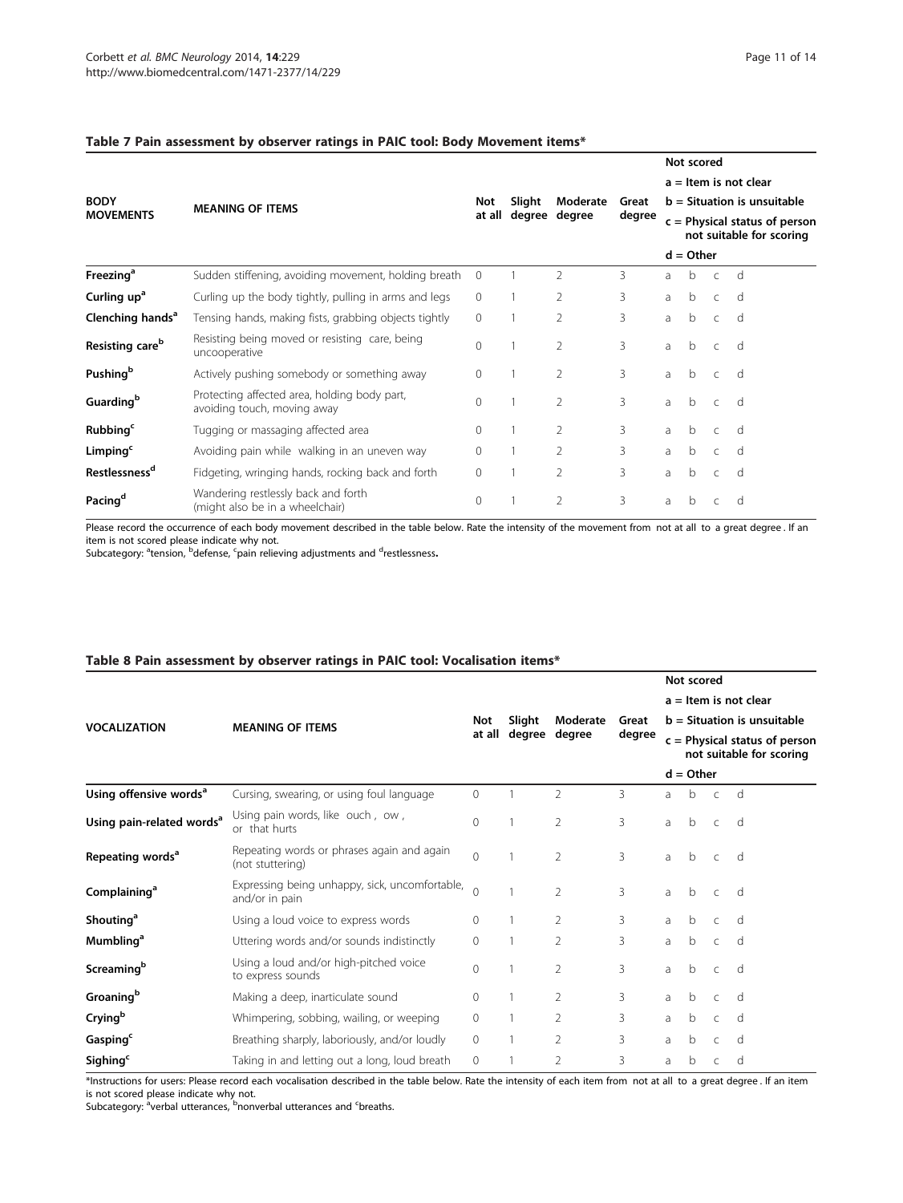**Table 7 Pain assessment by observer ratings in PAIC tool: Body Movement items***

| BODY MOVEMENTS | MEANING OF ITEMS | Not at all | Slight degree | Moderate degree | Great degree | Not scored a = Item is not clear b = Situation is unsuitable c = Physical status of person not suitable for scoring d = Other | | | |
|---|---|---|---|---|---|---|---|---|---|
| **Freezing**[a] | Sudden stiffening, avoiding movement, holding breath | 0 | 1 | 2 | 3 | a | b | c | d |
| **Curling up**[a] | Curling up the body tightly, pulling in arms and legs | 0 | 1 | 2 | 3 | a | b | c | d |
| **Clenching hands**[a] | Tensing hands, making fists, grabbing objects tightly | 0 | 1 | 2 | 3 | a | b | c | d |
| **Resisting care**[b] | Resisting being moved or resisting care, being uncooperative | 0 | 1 | 2 | 3 | a | b | c | d |
| **Pushing**[b] | Actively pushing somebody or something away | 0 | 1 | 2 | 3 | a | b | c | d |
| **Guarding**[b] | Protecting affected area, holding body part, avoiding touch, moving away | 0 | 1 | 2 | 3 | a | b | c | d |
| **Rubbing**[c] | Tugging or massaging affected area | 0 | 1 | 2 | 3 | a | b | c | d |
| **Limping**[c] | Avoiding pain while walking in an uneven way | 0 | 1 | 2 | 3 | a | b | c | d |
| **Restlessness**[d] | Fidgeting, wringing hands, rocking back and forth | 0 | 1 | 2 | 3 | a | b | c | d |
| **Pacing**[d] | Wandering restlessly back and forth (might also be in a wheelchair) | 0 | 1 | 2 | 3 | a | b | c | d |

Please record the occurrence of each body movement described in the table below. Rate the intensity of the movement from not at all to a great degree . If an item is not scored please indicate why not.
Subcategory: [a]tension, [b]defense, [c]pain relieving adjustments and [d]restlessness.

**Table 8 Pain assessment by observer ratings in PAIC tool: Vocalisation items***

| VOCALIZATION | MEANING OF ITEMS | Not at all | Slight degree | Moderate degree | Great degree | Not scored a = Item is not clear b = Situation is unsuitable c = Physical status of person not suitable for scoring d = Other | | | |
|---|---|---|---|---|---|---|---|---|---|
| **Using offensive words**[a] | Cursing, swearing, or using foul language | 0 | 1 | 2 | 3 | a | b | c | d |
| **Using pain-related words**[a] | Using pain words, like ouch , ow , or that hurts | 0 | 1 | 2 | 3 | a | b | c | d |
| **Repeating words**[a] | Repeating words or phrases again and again (not stuttering) | 0 | 1 | 2 | 3 | a | b | c | d |
| **Complaining**[a] | Expressing being unhappy, sick, uncomfortable, and/or in pain | 0 | 1 | 2 | 3 | a | b | c | d |
| **Shouting**[a] | Using a loud voice to express words | 0 | 1 | 2 | 3 | a | b | c | d |
| **Mumbling**[a] | Uttering words and/or sounds indistinctly | 0 | 1 | 2 | 3 | a | b | c | d |
| **Screaming**[b] | Using a loud and/or high-pitched voice to express sounds | 0 | 1 | 2 | 3 | a | b | c | d |
| **Groaning**[b] | Making a deep, inarticulate sound | 0 | 1 | 2 | 3 | a | b | c | d |
| **Crying**[b] | Whimpering, sobbing, wailing, or weeping | 0 | 1 | 2 | 3 | a | b | c | d |
| **Gasping**[c] | Breathing sharply, laboriously, and/or loudly | 0 | 1 | 2 | 3 | a | b | c | d |
| **Sighing**[c] | Taking in and letting out a long, loud breath | 0 | 1 | 2 | 3 | a | b | c | d |

*Instructions for users: Please record each vocalisation described in the table below. Rate the intensity of each item from not at all to a great degree . If an item is not scored please indicate why not.
Subcategory: [a]verbal utterances, [b]nonverbal utterances and [c]breaths.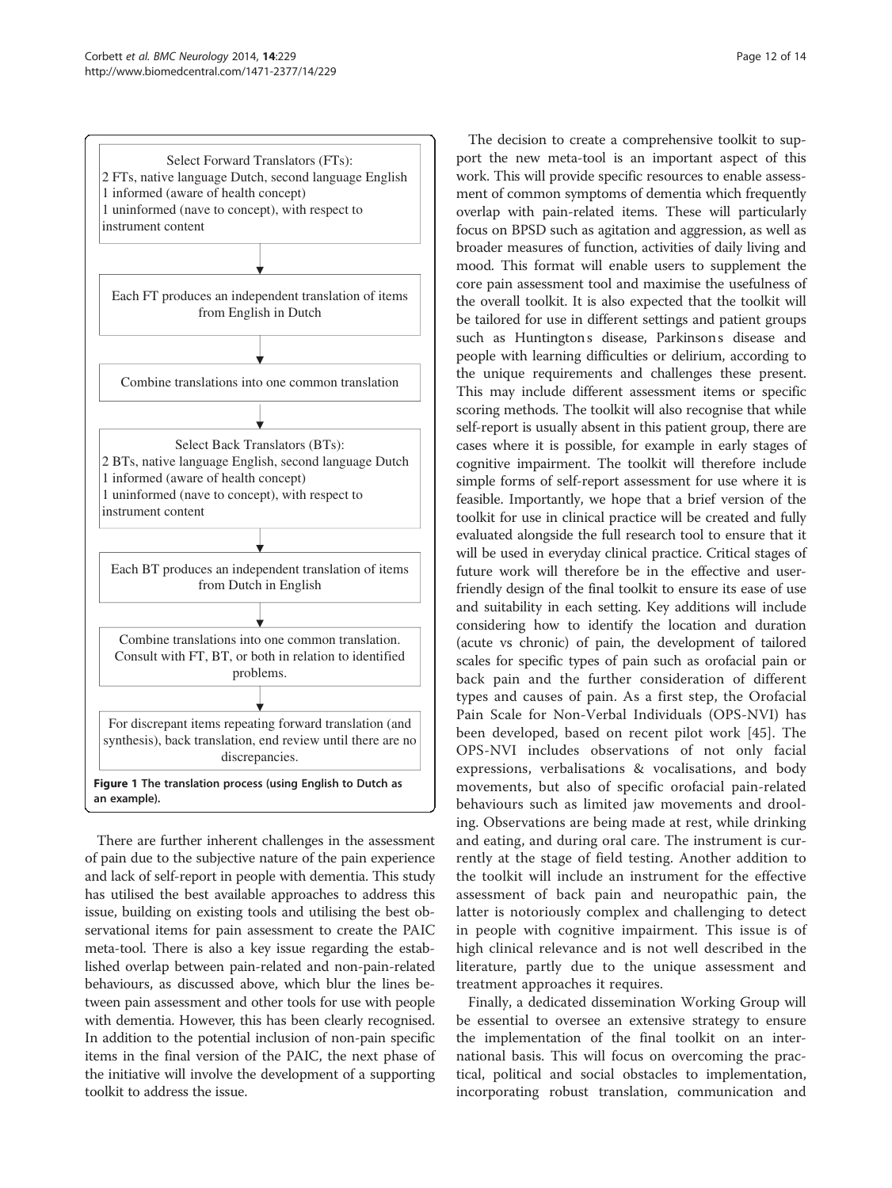Select Forward Translators (FTs):
2 FTs, native language Dutch, second language English
1 informed (aware of health concept)
1 uninformed (nave to concept), with respect to instrument content

Each FT produces an independent translation of items from English in Dutch

Combine translations into one common translation

Select Back Translators (BTs):
2 BTs, native language English, second language Dutch
1 informed (aware of health concept)
1 uninformed (nave to concept), with respect to instrument content

Each BT produces an independent translation of items from Dutch in English

Combine translations into one common translation. Consult with FT, BT, or both in relation to identified problems.

For discrepant items repeating forward translation (and synthesis), back translation, end review until there are no discrepancies.

**Figure 1 The translation process (using English to Dutch as an example).**

There are further inherent challenges in the assessment of pain due to the subjective nature of the pain experience and lack of self-report in people with dementia. This study has utilised the best available approaches to address this issue, building on existing tools and utilising the best observational items for pain assessment to create the PAIC meta-tool. There is also a key issue regarding the established overlap between pain-related and non-pain-related behaviours, as discussed above, which blur the lines between pain assessment and other tools for use with people with dementia. However, this has been clearly recognised. In addition to the potential inclusion of non-pain specific items in the final version of the PAIC, the next phase of the initiative will involve the development of a supporting toolkit to address the issue.

The decision to create a comprehensive toolkit to support the new meta-tool is an important aspect of this work. This will provide specific resources to enable assessment of common symptoms of dementia which frequently overlap with pain-related items. These will particularly focus on BPSD such as agitation and aggression, as well as broader measures of function, activities of daily living and mood. This format will enable users to supplement the core pain assessment tool and maximise the usefulness of the overall toolkit. It is also expected that the toolkit will be tailored for use in different settings and patient groups such as Huntingtons disease, Parkinsons disease and people with learning difficulties or delirium, according to the unique requirements and challenges these present. This may include different assessment items or specific scoring methods. The toolkit will also recognise that while self-report is usually absent in this patient group, there are cases where it is possible, for example in early stages of cognitive impairment. The toolkit will therefore include simple forms of self-report assessment for use where it is feasible. Importantly, we hope that a brief version of the toolkit for use in clinical practice will be created and fully evaluated alongside the full research tool to ensure that it will be used in everyday clinical practice. Critical stages of future work will therefore be in the effective and user-friendly design of the final toolkit to ensure its ease of use and suitability in each setting. Key additions will include considering how to identify the location and duration (acute vs chronic) of pain, the development of tailored scales for specific types of pain such as orofacial pain or back pain and the further consideration of different types and causes of pain. As a first step, the Orofacial Pain Scale for Non-Verbal Individuals (OPS-NVI) has been developed, based on recent pilot work [45]. The OPS-NVI includes observations of not only facial expressions, verbalisations & vocalisations, and body movements, but also of specific orofacial pain-related behaviours such as limited jaw movements and drooling. Observations are being made at rest, while drinking and eating, and during oral care. The instrument is currently at the stage of field testing. Another addition to the toolkit will include an instrument for the effective assessment of back pain and neuropathic pain, the latter is notoriously complex and challenging to detect in people with cognitive impairment. This issue is of high clinical relevance and is not well described in the literature, partly due to the unique assessment and treatment approaches it requires.

Finally, a dedicated dissemination Working Group will be essential to oversee an extensive strategy to ensure the implementation of the final toolkit on an international basis. This will focus on overcoming the practical, political and social obstacles to implementation, incorporating robust translation, communication and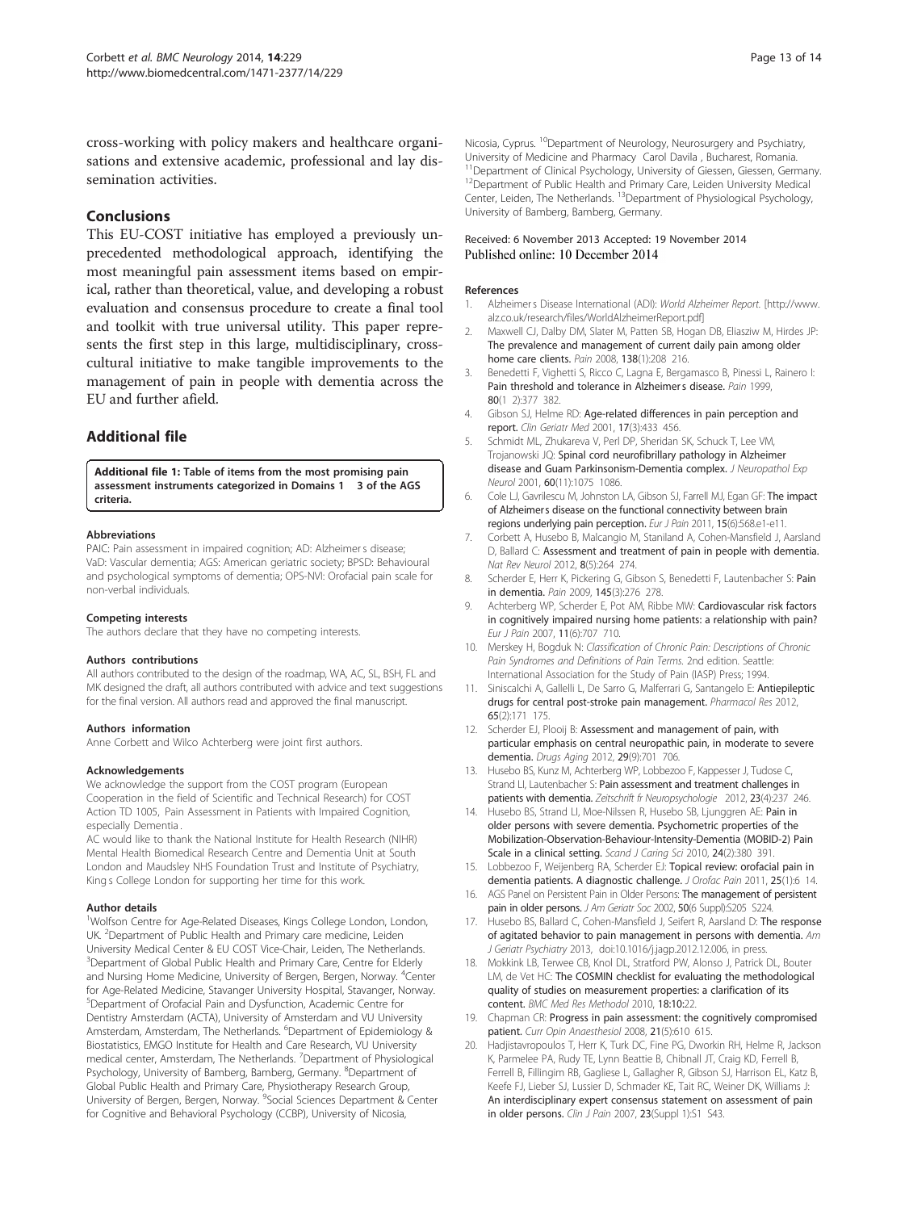cross-working with policy makers and healthcare organisations and extensive academic, professional and lay dissemination activities.

## Conclusions

This EU-COST initiative has employed a previously unprecedented methodological approach, identifying the most meaningful pain assessment items based on empirical, rather than theoretical, value, and developing a robust evaluation and consensus procedure to create a final tool and toolkit with true universal utility. This paper represents the first step in this large, multidisciplinary, cross-cultural initiative to make tangible improvements to the management of pain in people with dementia across the EU and further afield.

## Additional file

**Additional file 1: Table of items from the most promising pain assessment instruments categorized in Domains 1 3 of the AGS criteria.**

#### Abbreviations

PAIC: Pain assessment in impaired cognition; AD: Alzheimer s disease; VaD: Vascular dementia; AGS: American geriatric society; BPSD: Behavioural and psychological symptoms of dementia; OPS-NVI: Orofacial pain scale for non-verbal individuals.

#### Competing interests

The authors declare that they have no competing interests.

#### Authors contributions

All authors contributed to the design of the roadmap, WA, AC, SL, BSH, FL and MK designed the draft, all authors contributed with advice and text suggestions for the final version. All authors read and approved the final manuscript.

#### Authors information

Anne Corbett and Wilco Achterberg were joint first authors.

#### Acknowledgements

We acknowledge the support from the COST program (European Cooperation in the field of Scientific and Technical Research) for COST Action TD 1005, Pain Assessment in Patients with Impaired Cognition, especially Dementia .

AC would like to thank the National Institute for Health Research (NIHR) Mental Health Biomedical Research Centre and Dementia Unit at South London and Maudsley NHS Foundation Trust and Institute of Psychiatry, King s College London for supporting her time for this work.

#### Author details

[1]Wolfson Centre for Age-Related Diseases, Kings College London, London, UK. [2]Department of Public Health and Primary care medicine, Leiden University Medical Center & EU COST Vice-Chair, Leiden, The Netherlands. [3]Department of Global Public Health and Primary Care, Centre for Elderly and Nursing Home Medicine, University of Bergen, Bergen, Norway. [4]Center for Age-Related Medicine, Stavanger University Hospital, Stavanger, Norway. [5]Department of Orofacial Pain and Dysfunction, Academic Centre for Dentistry Amsterdam (ACTA), University of Amsterdam and VU University Amsterdam, Amsterdam, The Netherlands. [6]Department of Epidemiology & Biostatistics, EMGO Institute for Health and Care Research, VU University medical center, Amsterdam, The Netherlands. [7]Department of Physiological Psychology, University of Bamberg, Bamberg, Germany. [8]Department of Global Public Health and Primary Care, Physiotherapy Research Group, University of Bergen, Bergen, Norway. [9]Social Sciences Department & Center for Cognitive and Behavioral Psychology (CCBP), University of Nicosia, Nicosia, Cyprus. [10]Department of Neurology, Neurosurgery and Psychiatry, University of Medicine and Pharmacy Carol Davila , Bucharest, Romania. [11]Department of Clinical Psychology, University of Giessen, Giessen, Germany. [12]Department of Public Health and Primary Care, Leiden University Medical Center, Leiden, The Netherlands. [13]Department of Physiological Psychology, University of Bamberg, Bamberg, Germany.

Received: 6 November 2013 Accepted: 19 November 2014
Published online: 10 December 2014

#### References

1. Alzheimer s Disease International (ADI): *World Alzheimer Report*. [http://www.alz.co.uk/research/files/WorldAlzheimerReport.pdf]
2. Maxwell CJ, Dalby DM, Slater M, Patten SB, Hogan DB, Eliasziw M, Hirdes JP: **The prevalence and management of current daily pain among older home care clients.** *Pain* 2008, **138**(1):208 216.
3. Benedetti F, Vighetti S, Ricco C, Lagna E, Bergamasco B, Pinessi L, Rainero I: **Pain threshold and tolerance in Alzheimer s disease.** *Pain* 1999, **80**(1 2):377 382.
4. Gibson SJ, Helme RD: **Age-related differences in pain perception and report.** *Clin Geriatr Med* 2001, **17**(3):433 456.
5. Schmidt ML, Zhukareva V, Perl DP, Sheridan SK, Schuck T, Lee VM, Trojanowski JQ: **Spinal cord neurofibrillary pathology in Alzheimer disease and Guam Parkinsonism-Dementia complex.** *J Neuropathol Exp Neurol* 2001, **60**(11):1075 1086.
6. Cole LJ, Gavrilescu M, Johnston LA, Gibson SJ, Farrell MJ, Egan GF: **The impact of Alzheimers disease on the functional connectivity between brain regions underlying pain perception.** *Eur J Pain* 2011, **15**(6):568.e1-e11.
7. Corbett A, Husebo B, Malcangio M, Staniland A, Cohen-Mansfield J, Aarsland D, Ballard C: **Assessment and treatment of pain in people with dementia.** *Nat Rev Neurol* 2012, **8**(5):264 274.
8. Scherder E, Herr K, Pickering G, Gibson S, Benedetti F, Lautenbacher S: **Pain in dementia.** *Pain* 2009, **145**(3):276 278.
9. Achterberg WP, Scherder E, Pot AM, Ribbe MW: **Cardiovascular risk factors in cognitively impaired nursing home patients: a relationship with pain?** *Eur J Pain* 2007, **11**(6):707 710.
10. Merskey H, Bogduk N: *Classification of Chronic Pain: Descriptions of Chronic Pain Syndromes and Definitions of Pain Terms.* 2nd edition. Seattle: International Association for the Study of Pain (IASP) Press; 1994.
11. Siniscalchi A, Gallelli L, De Sarro G, Malferrari G, Santangelo E: **Antiepileptic drugs for central post-stroke pain management.** *Pharmacol Res* 2012, **65**(2):171 175.
12. Scherder EJ, Plooij B: **Assessment and management of pain, with particular emphasis on central neuropathic pain, in moderate to severe dementia.** *Drugs Aging* 2012, **29**(9):701 706.
13. Husebo BS, Kunz M, Achterberg WP, Lobbezoo F, Kappesser J, Tudose C, Strand LI, Lautenbacher S: **Pain assessment and treatment challenges in patients with dementia.** *Zeitschrift fr Neuropsychologie* 2012, **23**(4):237 246.
14. Husebo BS, Strand LI, Moe-Nilssen R, Husebo SB, Ljunggren AE: **Pain in older persons with severe dementia. Psychometric properties of the Mobilization-Observation-Behaviour-Intensity-Dementia (MOBID-2) Pain Scale in a clinical setting.** *Scand J Caring Sci* 2010, **24**(2):380 391.
15. Lobbezoo F, Weijenberg RA, Scherder EJ: **Topical review: orofacial pain in dementia patients. A diagnostic challenge.** *J Orofac Pain* 2011, **25**(1):6 14.
16. AGS Panel on Persistent Pain in Older Persons: **The management of persistent pain in older persons.** *J Am Geriatr Soc* 2002, **50**(6 Suppl):S205 S224.
17. Husebo BS, Ballard C, Cohen-Mansfield J, Seifert R, Aarsland D: **The response of agitated behavior to pain management in persons with dementia.** *Am J Geriatr Psychiatry* 2013, doi:10.1016/j.jagp.2012.12.006, in press.
18. Mokkink LB, Terwee CB, Knol DL, Stratford PW, Alonso J, Patrick DL, Bouter LM, de Vet HC: **The COSMIN checklist for evaluating the methodological quality of studies on measurement properties: a clarification of its content.** *BMC Med Res Methodol* 2010, **18:**10:22.
19. Chapman CR: **Progress in pain assessment: the cognitively compromised patient.** *Curr Opin Anaesthesiol* 2008, **21**(5):610 615.
20. Hadjistavropoulos T, Herr K, Turk DC, Fine PG, Dworkin RH, Helme R, Jackson K, Parmelee PA, Rudy TE, Lynn Beattie B, Chibnall JT, Craig KD, Ferrell B, Ferrell B, Fillingim RB, Gagliese L, Gallagher R, Gibson SJ, Harrison EL, Katz B, Keefe FJ, Lieber SJ, Lussier D, Schmader KE, Tait RC, Weiner DK, Williams J: **An interdisciplinary expert consensus statement on assessment of pain in older persons.** *Clin J Pain* 2007, **23**(Suppl 1):S1 S43.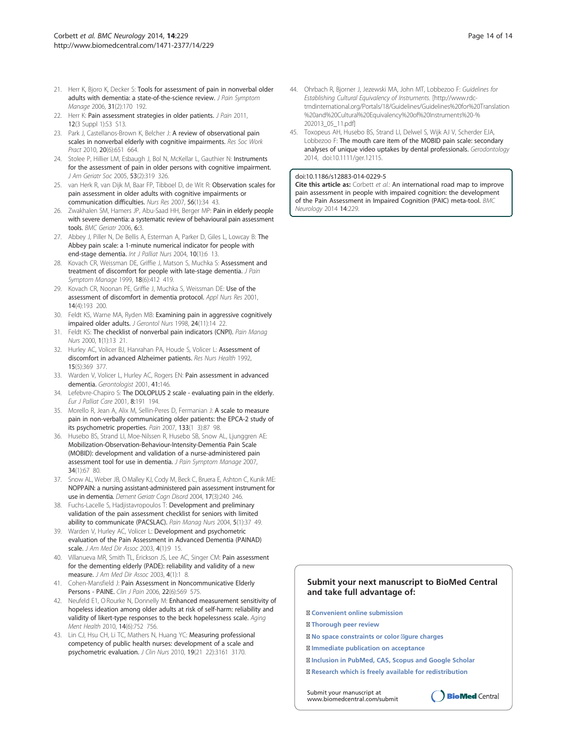21. Herr K, Bjoro K, Decker S: **Tools for assessment of pain in nonverbal older adults with dementia: a state-of-the-science review.** *J Pain Symptom Manage* 2006, **31**(2):170–192.
22. Herr K: **Pain assessment strategies in older patients.** *J Pain* 2011, **12**(3 Suppl 1):S3–S13.
23. Park J, Castellanos-Brown K, Belcher J: **A review of observational pain scales in nonverbal elderly with cognitive impairments.** *Res Soc Work Pract* 2010, **20**(6):651–664.
24. Stolee P, Hillier LM, Esbaugh J, Bol N, McKellar L, Gauthier N: **Instruments for the assessment of pain in older persons with cognitive impairment.** *J Am Geriatr Soc* 2005, **53**(2):319–326.
25. van Herk R, van Dijk M, Baar FP, Tibboel D, de Wit R: **Observation scales for pain assessment in older adults with cognitive impairments or communication difficulties.** *Nurs Res* 2007, **56**(1):34–43.
26. Zwakhalen SM, Hamers JP, Abu-Saad HH, Berger MP: **Pain in elderly people with severe dementia: a systematic review of behavioural pain assessment tools.** *BMC Geriatr* 2006, **6**:3.
27. Abbey J, Piller N, De Bellis A, Esterman A, Parker D, Giles L, Lowcay B: **The Abbey pain scale: a 1-minute numerical indicator for people with end-stage dementia.** *Int J Palliat Nurs* 2004, **10**(1):6–13.
28. Kovach CR, Weissman DE, Griffie J, Matson S, Muchka S: **Assessment and treatment of discomfort for people with late-stage dementia.** *J Pain Symptom Manage* 1999, **18**(6):412–419.
29. Kovach CR, Noonan PE, Griffie J, Muchka S, Weissman DE: **Use of the assessment of discomfort in dementia protocol.** *Appl Nurs Res* 2001, **14**(4):193–200.
30. Feldt KS, Warne MA, Ryden MB: **Examining pain in aggressive cognitively impaired older adults.** *J Gerontol Nurs* 1998, **24**(11):14–22.
31. Feldt KS: **The checklist of nonverbal pain indicators (CNPI).** *Pain Manag Nurs* 2000, **1**(1):13–21.
32. Hurley AC, Volicer BJ, Hanrahan PA, Houde S, Volicer L: **Assessment of discomfort in advanced Alzheimer patients.** *Res Nurs Health* 1992, **15**(5):369–377.
33. Warden V, Volicer L, Hurley AC, Rogers EN: **Pain assessment in advanced dementia.** *Gerontologist* 2001, **41**:146.
34. Lefebvre-Chapiro S: **The DOLOPLUS 2 scale - evaluating pain in the elderly.** *Eur J Palliat Care* 2001, **8**:191–194.
35. Morello R, Jean A, Alix M, Sellin-Peres D, Fermanian J: **A scale to measure pain in non-verbally communicating older patients: the EPCA-2 study of its psychometric properties.** *Pain* 2007, **133**(1–3):87–98.
36. Husebo BS, Strand LI, Moe-Nilssen R, Husebo SB, Snow AL, Ljunggren AE: **Mobilization-Observation-Behaviour-Intensity-Dementia Pain Scale (MOBID): development and validation of a nurse-administered pain assessment tool for use in dementia.** *J Pain Symptom Manage* 2007, **34**(1):67–80.
37. Snow AL, Weber JB, O'Malley KJ, Cody M, Beck C, Bruera E, Ashton C, Kunik ME: **NOPPAIN: a nursing assistant-administered pain assessment instrument for use in dementia.** *Dement Geriatr Cogn Disord* 2004, **17**(3):240–246.
38. Fuchs-Lacelle S, Hadjistavropoulos T: **Development and preliminary validation of the pain assessment checklist for seniors with limited ability to communicate (PACSLAC).** *Pain Manag Nurs* 2004, **5**(1):37–49.
39. Warden V, Hurley AC, Volicer L: **Development and psychometric evaluation of the Pain Assessment in Advanced Dementia (PAINAD) scale.** *J Am Med Dir Assoc* 2003, **4**(1):9–15.
40. Villanueva MR, Smith TL, Erickson JS, Lee AC, Singer CM: **Pain assessment for the dementing elderly (PADE): reliability and validity of a new measure.** *J Am Med Dir Assoc* 2003, **4**(1):1–8.
41. Cohen-Mansfield J: **Pain Assessment in Noncommunicative Elderly Persons - PAINE.** *Clin J Pain* 2006, **22**(6):569–575.
42. Neufeld E1, O'Rourke N, Donnelly M: **Enhanced measurement sensitivity of hopeless ideation among older adults at risk of self-harm: reliability and validity of likert-type responses to the beck hopelessness scale.** *Aging Ment Health* 2010, **14**(6):752–756.
43. Lin CJ, Hsu CH, Li TC, Mathers N, Huang YC: **Measuring professional competency of public health nurses: development of a scale and psychometric evaluation.** *J Clin Nurs* 2010, **19**(21–22):3161–3170.
44. Ohrbach R, Bjorner J, Jezewski MA, John MT, Lobbezoo F: *Guidelines for Establishing Cultural Equivalency of Instruments.* [http://www.rdc-tmdinternational.org/Portals/18/Guidelines/Guidelines%20for%20Translation%20and%20Cultural%20Equivalency%20of%20Instruments%20-%202013_05_11.pdf]
45. Toxopeus AH, Husebo BS, Strand LI, Delwel S, Wijk AJ V, Scherder EJA, Lobbezoo F: **The mouth care item of the MOBID pain scale: secondary analyses of unique video uptakes by dental professionals.** *Gerodontology* 2014, doi:10.1111/ger.12115.

doi:10.1186/s12883-014-0229-5
**Cite this article as:** Corbett *et al.*: An international road map to improve pain assessment in people with impaired cognition: the development of the Pain Assessment in Impaired Cognition (PAIC) meta-tool. *BMC Neurology* 2014 **14**:229.

**Submit your next manuscript to BioMed Central and take full advantage of:**

- **Convenient online submission**
- **Thorough peer review**
- **No space constraints or color figure charges**
- **Immediate publication on acceptance**
- **Inclusion in PubMed, CAS, Scopus and Google Scholar**
- **Research which is freely available for redistribution**

Submit your manuscript at
www.biomedcentral.com/submit

BioMed Central